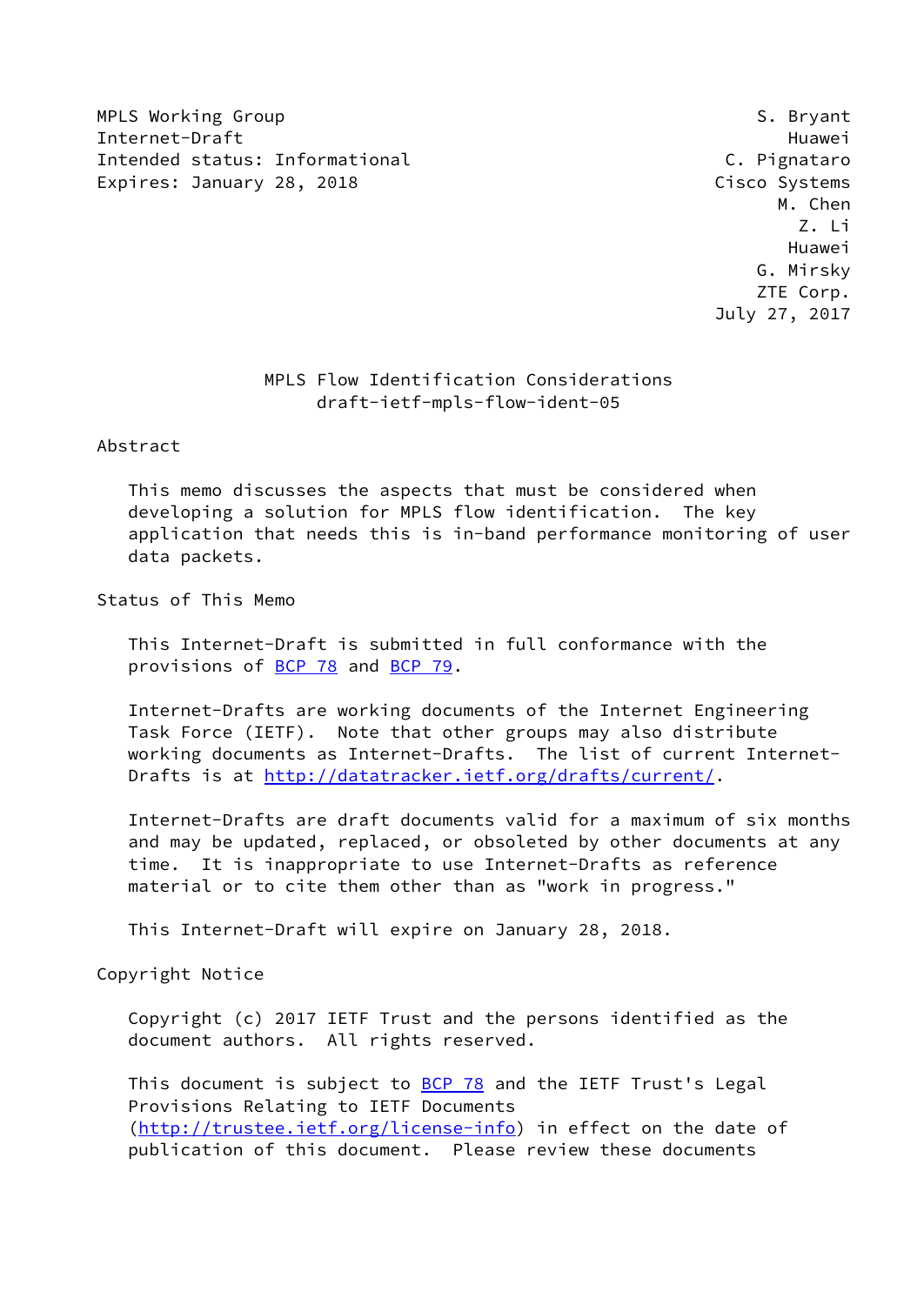MPLS Working Group S. Bryant
Internet-Draft Huawei
Intended status: Informational C. Pignataro
Expires: January 28, 2018 Cisco Systems
M. Chen
Z. Li
Huawei
G. Mirsky
ZTE Corp.
July 27, 2017

# MPLS Flow Identification Considerations
draft-ietf-mpls-flow-ident-05

## Abstract

This memo discusses the aspects that must be considered when developing a solution for MPLS flow identification. The key application that needs this is in-band performance monitoring of user data packets.

## Status of This Memo

This Internet-Draft is submitted in full conformance with the provisions of BCP 78 and BCP 79.

Internet-Drafts are working documents of the Internet Engineering Task Force (IETF). Note that other groups may also distribute working documents as Internet-Drafts. The list of current Internet-Drafts is at http://datatracker.ietf.org/drafts/current/.

Internet-Drafts are draft documents valid for a maximum of six months and may be updated, replaced, or obsoleted by other documents at any time. It is inappropriate to use Internet-Drafts as reference material or to cite them other than as "work in progress."

This Internet-Draft will expire on January 28, 2018.

## Copyright Notice

Copyright (c) 2017 IETF Trust and the persons identified as the document authors. All rights reserved.

This document is subject to BCP 78 and the IETF Trust's Legal Provisions Relating to IETF Documents (http://trustee.ietf.org/license-info) in effect on the date of publication of this document. Please review these documents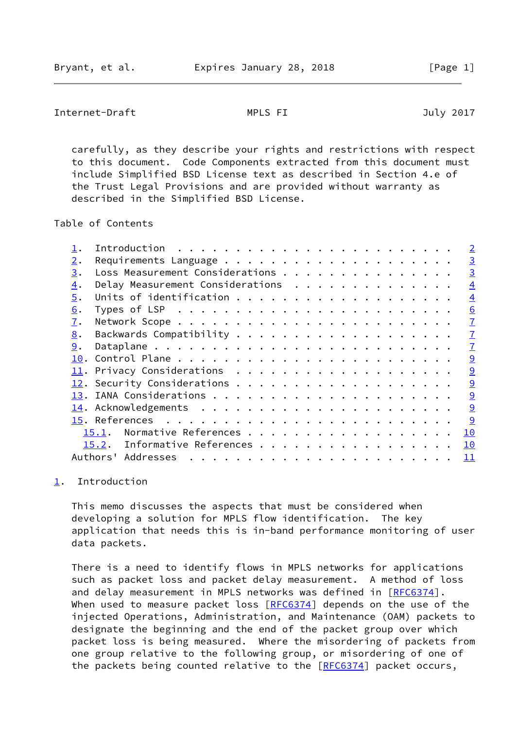carefully, as they describe your rights and restrictions with respect to this document. Code Components extracted from this document must include Simplified BSD License text as described in Section 4.e of the Trust Legal Provisions and are provided without warranty as described in the Simplified BSD License.

Table of Contents

1. Introduction . . . . . . . . . . . . . . . . . . . . . . . . 2
2. Requirements Language . . . . . . . . . . . . . . . . . . . . 3
3. Loss Measurement Considerations . . . . . . . . . . . . . . . 3
4. Delay Measurement Considerations . . . . . . . . . . . . . . 4
5. Units of identification . . . . . . . . . . . . . . . . . . . 4
6. Types of LSP . . . . . . . . . . . . . . . . . . . . . . . . 6
7. Network Scope . . . . . . . . . . . . . . . . . . . . . . . . 7
8. Backwards Compatibility . . . . . . . . . . . . . . . . . . . 7
9. Dataplane . . . . . . . . . . . . . . . . . . . . . . . . . . 7
10. Control Plane . . . . . . . . . . . . . . . . . . . . . . . . 9
11. Privacy Considerations . . . . . . . . . . . . . . . . . . . 9
12. Security Considerations . . . . . . . . . . . . . . . . . . . 9
13. IANA Considerations . . . . . . . . . . . . . . . . . . . . . 9
14. Acknowledgements . . . . . . . . . . . . . . . . . . . . . . 9
15. References . . . . . . . . . . . . . . . . . . . . . . . . . 9
  15.1. Normative References . . . . . . . . . . . . . . . . . . 10
  15.2. Informative References . . . . . . . . . . . . . . . . . 10
Authors' Addresses . . . . . . . . . . . . . . . . . . . . . . . 11

## 1. Introduction

This memo discusses the aspects that must be considered when developing a solution for MPLS flow identification. The key application that needs this is in-band performance monitoring of user data packets.

There is a need to identify flows in MPLS networks for applications such as packet loss and packet delay measurement. A method of loss and delay measurement in MPLS networks was defined in [RFC6374]. When used to measure packet loss [RFC6374] depends on the use of the injected Operations, Administration, and Maintenance (OAM) packets to designate the beginning and the end of the packet group over which packet loss is being measured. Where the misordering of packets from one group relative to the following group, or misordering of one of the packets being counted relative to the [RFC6374] packet occurs,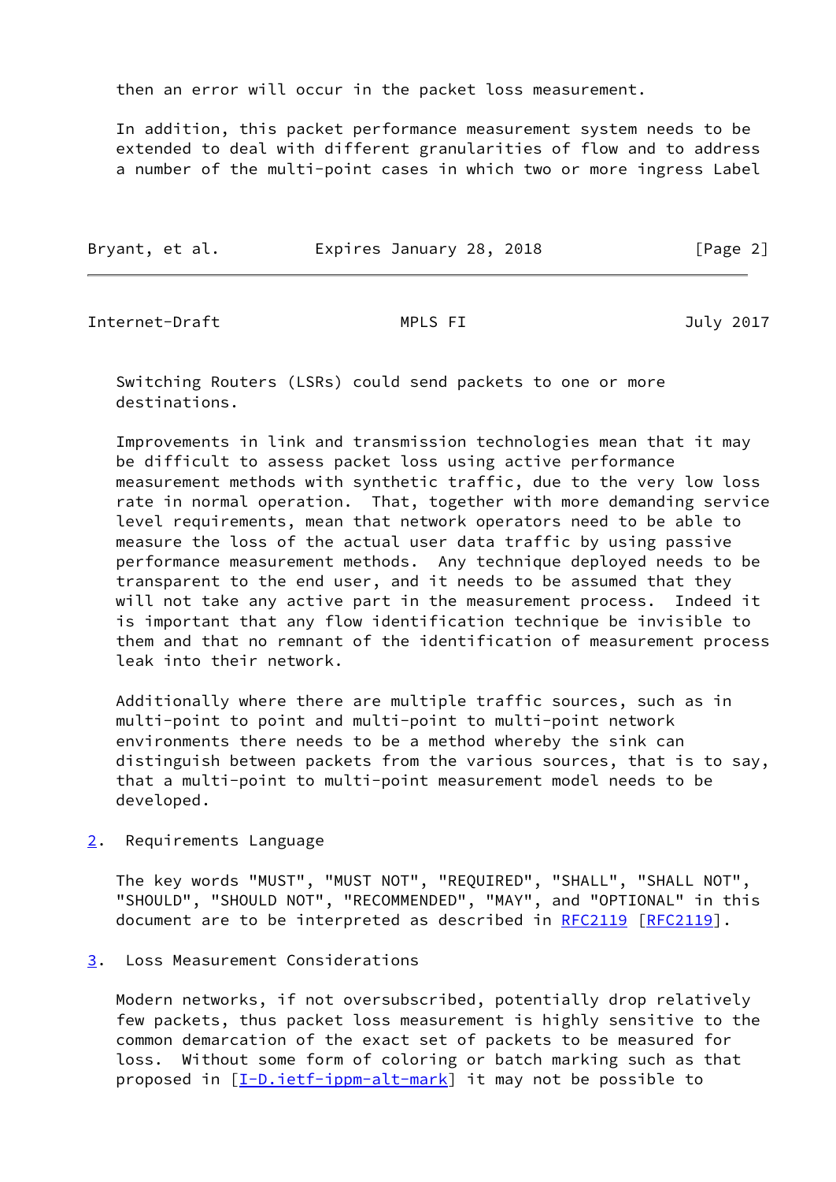then an error will occur in the packet loss measurement.

In addition, this packet performance measurement system needs to be extended to deal with different granularities of flow and to address a number of the multi-point cases in which two or more ingress Label Switching Routers (LSRs) could send packets to one or more destinations.

Improvements in link and transmission technologies mean that it may be difficult to assess packet loss using active performance measurement methods with synthetic traffic, due to the very low loss rate in normal operation. That, together with more demanding service level requirements, mean that network operators need to be able to measure the loss of the actual user data traffic by using passive performance measurement methods. Any technique deployed needs to be transparent to the end user, and it needs to be assumed that they will not take any active part in the measurement process. Indeed it is important that any flow identification technique be invisible to them and that no remnant of the identification of measurement process leak into their network.

Additionally where there are multiple traffic sources, such as in multi-point to point and multi-point to multi-point network environments there needs to be a method whereby the sink can distinguish between packets from the various sources, that is to say, that a multi-point to multi-point measurement model needs to be developed.

## 2. Requirements Language

The key words "MUST", "MUST NOT", "REQUIRED", "SHALL", "SHALL NOT", "SHOULD", "SHOULD NOT", "RECOMMENDED", "MAY", and "OPTIONAL" in this document are to be interpreted as described in RFC2119 [RFC2119].

## 3. Loss Measurement Considerations

Modern networks, if not oversubscribed, potentially drop relatively few packets, thus packet loss measurement is highly sensitive to the common demarcation of the exact set of packets to be measured for loss. Without some form of coloring or batch marking such as that proposed in [I-D.ietf-ippm-alt-mark] it may not be possible to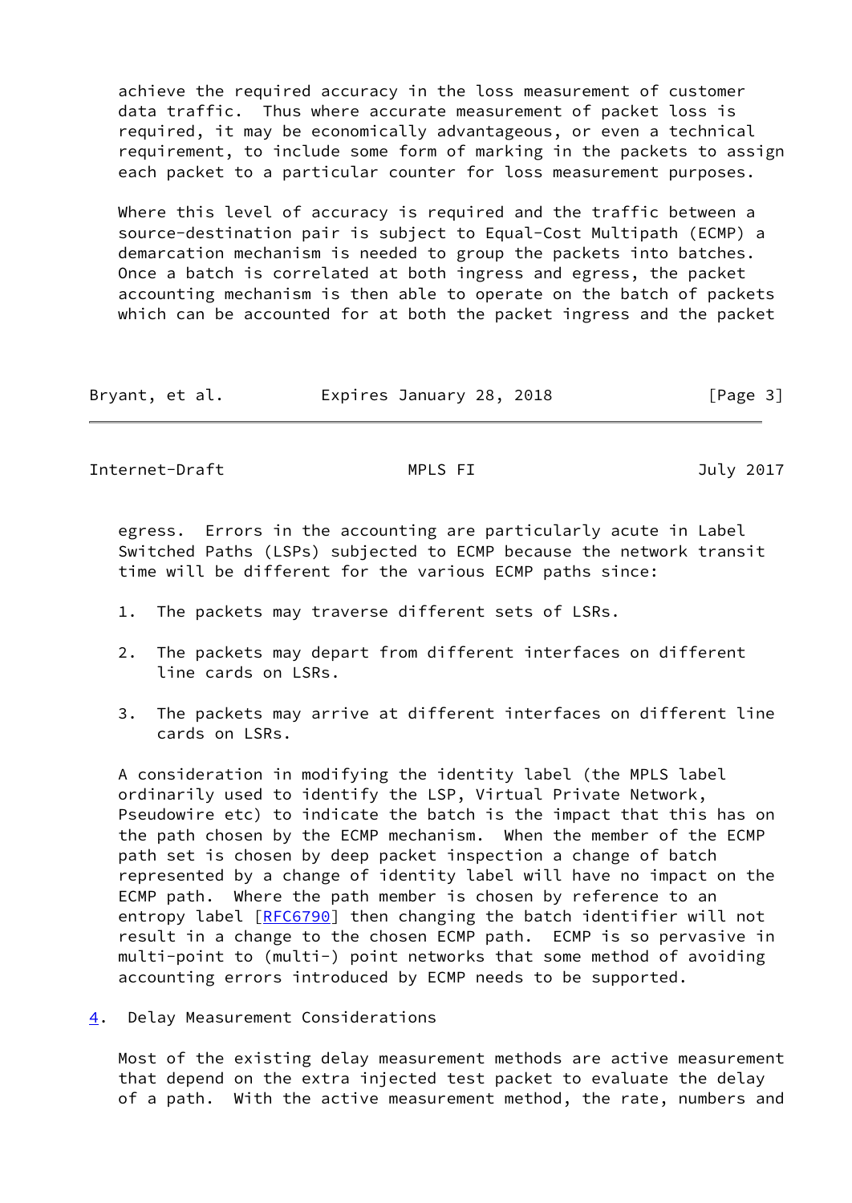achieve the required accuracy in the loss measurement of customer data traffic. Thus where accurate measurement of packet loss is required, it may be economically advantageous, or even a technical requirement, to include some form of marking in the packets to assign each packet to a particular counter for loss measurement purposes.

Where this level of accuracy is required and the traffic between a source-destination pair is subject to Equal-Cost Multipath (ECMP) a demarcation mechanism is needed to group the packets into batches. Once a batch is correlated at both ingress and egress, the packet accounting mechanism is then able to operate on the batch of packets which can be accounted for at both the packet ingress and the packet egress. Errors in the accounting are particularly acute in Label Switched Paths (LSPs) subjected to ECMP because the network transit time will be different for the various ECMP paths since:

1. The packets may traverse different sets of LSRs.

2. The packets may depart from different interfaces on different line cards on LSRs.

3. The packets may arrive at different interfaces on different line cards on LSRs.

A consideration in modifying the identity label (the MPLS label ordinarily used to identify the LSP, Virtual Private Network, Pseudowire etc) to indicate the batch is the impact that this has on the path chosen by the ECMP mechanism. When the member of the ECMP path set is chosen by deep packet inspection a change of batch represented by a change of identity label will have no impact on the ECMP path. Where the path member is chosen by reference to an entropy label [RFC6790] then changing the batch identifier will not result in a change to the chosen ECMP path. ECMP is so pervasive in multi-point to (multi-) point networks that some method of avoiding accounting errors introduced by ECMP needs to be supported.

## 4. Delay Measurement Considerations

Most of the existing delay measurement methods are active measurement that depend on the extra injected test packet to evaluate the delay of a path. With the active measurement method, the rate, numbers and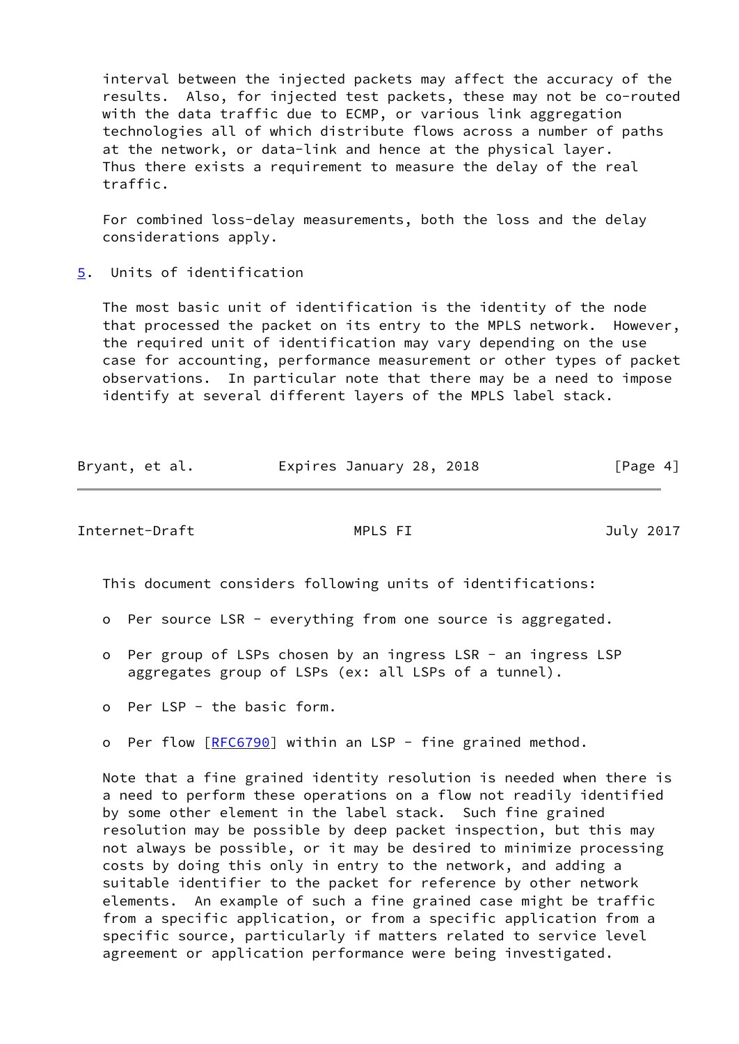interval between the injected packets may affect the accuracy of the results. Also, for injected test packets, these may not be co-routed with the data traffic due to ECMP, or various link aggregation technologies all of which distribute flows across a number of paths at the network, or data-link and hence at the physical layer. Thus there exists a requirement to measure the delay of the real traffic.

For combined loss-delay measurements, both the loss and the delay considerations apply.

## 5. Units of identification

The most basic unit of identification is the identity of the node that processed the packet on its entry to the MPLS network. However, the required unit of identification may vary depending on the use case for accounting, performance measurement or other types of packet observations. In particular note that there may be a need to impose identify at several different layers of the MPLS label stack.

This document considers following units of identifications:

- Per source LSR - everything from one source is aggregated.
- Per group of LSPs chosen by an ingress LSR - an ingress LSP aggregates group of LSPs (ex: all LSPs of a tunnel).
- Per LSP - the basic form.
- Per flow [RFC6790] within an LSP - fine grained method.

Note that a fine grained identity resolution is needed when there is a need to perform these operations on a flow not readily identified by some other element in the label stack. Such fine grained resolution may be possible by deep packet inspection, but this may not always be possible, or it may be desired to minimize processing costs by doing this only in entry to the network, and adding a suitable identifier to the packet for reference by other network elements. An example of such a fine grained case might be traffic from a specific application, or from a specific application from a specific source, particularly if matters related to service level agreement or application performance were being investigated.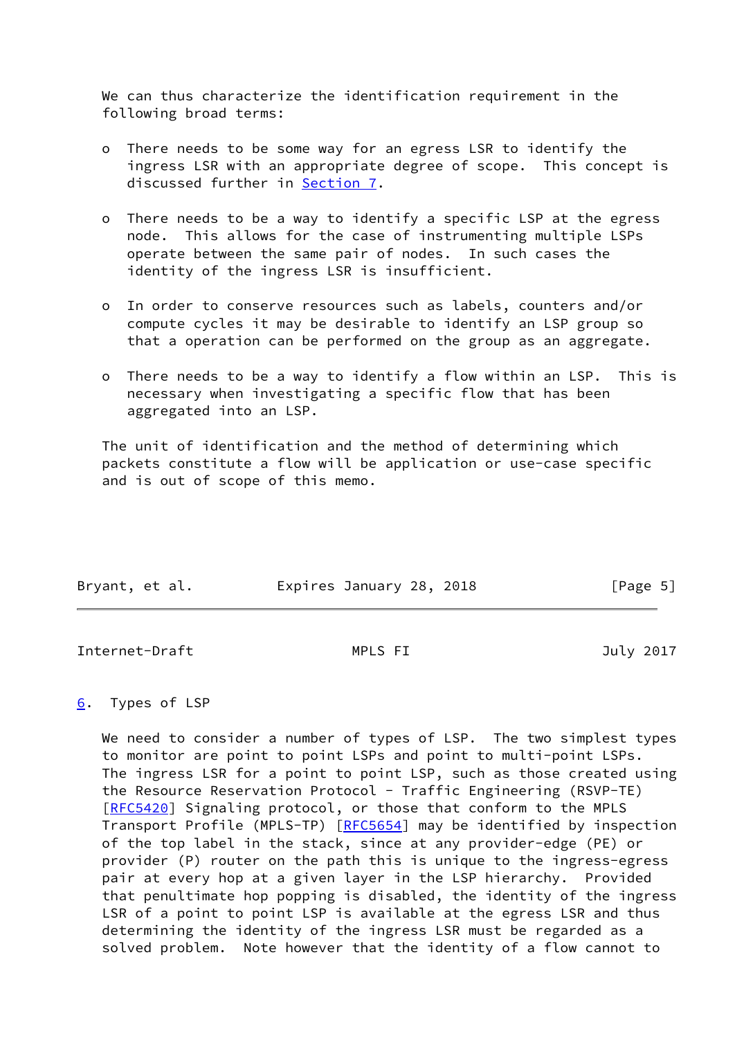We can thus characterize the identification requirement in the following broad terms:

- There needs to be some way for an egress LSR to identify the ingress LSR with an appropriate degree of scope. This concept is discussed further in Section 7.

- There needs to be a way to identify a specific LSP at the egress node. This allows for the case of instrumenting multiple LSPs operate between the same pair of nodes. In such cases the identity of the ingress LSR is insufficient.

- In order to conserve resources such as labels, counters and/or compute cycles it may be desirable to identify an LSP group so that a operation can be performed on the group as an aggregate.

- There needs to be a way to identify a flow within an LSP. This is necessary when investigating a specific flow that has been aggregated into an LSP.

The unit of identification and the method of determining which packets constitute a flow will be application or use-case specific and is out of scope of this memo.

## 6. Types of LSP

We need to consider a number of types of LSP. The two simplest types to monitor are point to point LSPs and point to multi-point LSPs. The ingress LSR for a point to point LSP, such as those created using the Resource Reservation Protocol - Traffic Engineering (RSVP-TE) [RFC5420] Signaling protocol, or those that conform to the MPLS Transport Profile (MPLS-TP) [RFC5654] may be identified by inspection of the top label in the stack, since at any provider-edge (PE) or provider (P) router on the path this is unique to the ingress-egress pair at every hop at a given layer in the LSP hierarchy. Provided that penultimate hop popping is disabled, the identity of the ingress LSR of a point to point LSP is available at the egress LSR and thus determining the identity of the ingress LSR must be regarded as a solved problem. Note however that the identity of a flow cannot to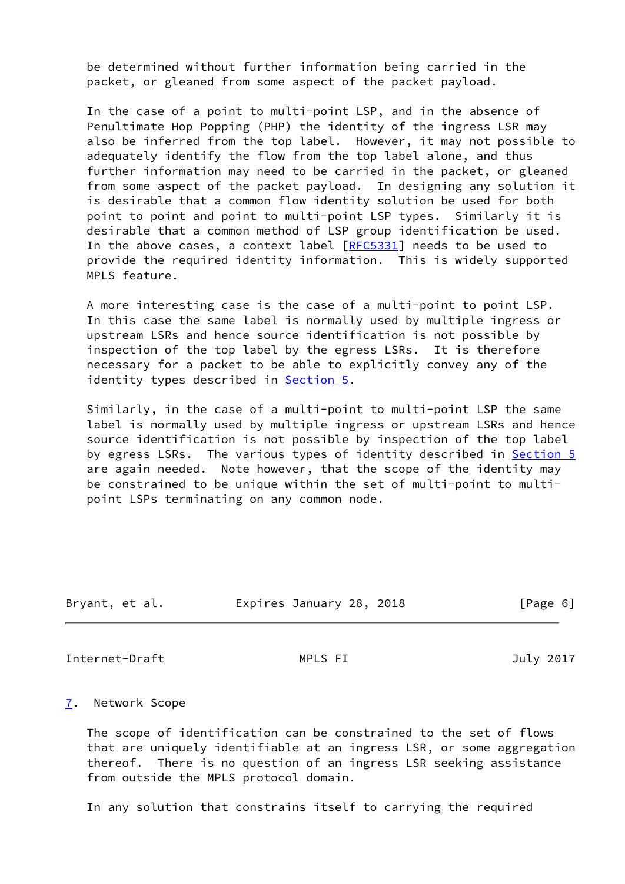be determined without further information being carried in the packet, or gleaned from some aspect of the packet payload.

In the case of a point to multi-point LSP, and in the absence of Penultimate Hop Popping (PHP) the identity of the ingress LSR may also be inferred from the top label. However, it may not possible to adequately identify the flow from the top label alone, and thus further information may need to be carried in the packet, or gleaned from some aspect of the packet payload. In designing any solution it is desirable that a common flow identity solution be used for both point to point and point to multi-point LSP types. Similarly it is desirable that a common method of LSP group identification be used. In the above cases, a context label [RFC5331] needs to be used to provide the required identity information. This is widely supported MPLS feature.

A more interesting case is the case of a multi-point to point LSP. In this case the same label is normally used by multiple ingress or upstream LSRs and hence source identification is not possible by inspection of the top label by the egress LSRs. It is therefore necessary for a packet to be able to explicitly convey any of the identity types described in Section 5.

Similarly, in the case of a multi-point to multi-point LSP the same label is normally used by multiple ingress or upstream LSRs and hence source identification is not possible by inspection of the top label by egress LSRs. The various types of identity described in Section 5 are again needed. Note however, that the scope of the identity may be constrained to be unique within the set of multi-point to multi-point LSPs terminating on any common node.

## 7. Network Scope

The scope of identification can be constrained to the set of flows that are uniquely identifiable at an ingress LSR, or some aggregation thereof. There is no question of an ingress LSR seeking assistance from outside the MPLS protocol domain.

In any solution that constrains itself to carrying the required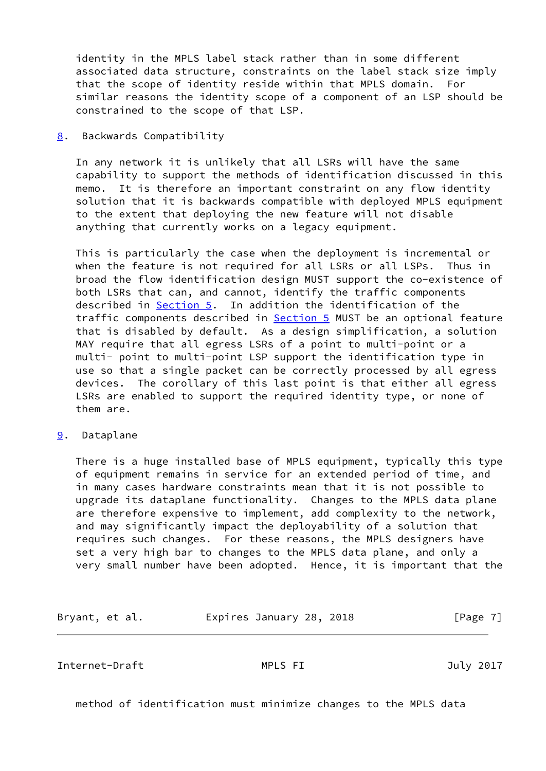identity in the MPLS label stack rather than in some different associated data structure, constraints on the label stack size imply that the scope of identity reside within that MPLS domain. For similar reasons the identity scope of a component of an LSP should be constrained to the scope of that LSP.

## 8. Backwards Compatibility

In any network it is unlikely that all LSRs will have the same capability to support the methods of identification discussed in this memo. It is therefore an important constraint on any flow identity solution that it is backwards compatible with deployed MPLS equipment to the extent that deploying the new feature will not disable anything that currently works on a legacy equipment.

This is particularly the case when the deployment is incremental or when the feature is not required for all LSRs or all LSPs. Thus in broad the flow identification design MUST support the co-existence of both LSRs that can, and cannot, identify the traffic components described in Section 5. In addition the identification of the traffic components described in Section 5 MUST be an optional feature that is disabled by default. As a design simplification, a solution MAY require that all egress LSRs of a point to multi-point or a multi- point to multi-point LSP support the identification type in use so that a single packet can be correctly processed by all egress devices. The corollary of this last point is that either all egress LSRs are enabled to support the required identity type, or none of them are.

## 9. Dataplane

There is a huge installed base of MPLS equipment, typically this type of equipment remains in service for an extended period of time, and in many cases hardware constraints mean that it is not possible to upgrade its dataplane functionality. Changes to the MPLS data plane are therefore expensive to implement, add complexity to the network, and may significantly impact the deployability of a solution that requires such changes. For these reasons, the MPLS designers have set a very high bar to changes to the MPLS data plane, and only a very small number have been adopted. Hence, it is important that the method of identification must minimize changes to the MPLS data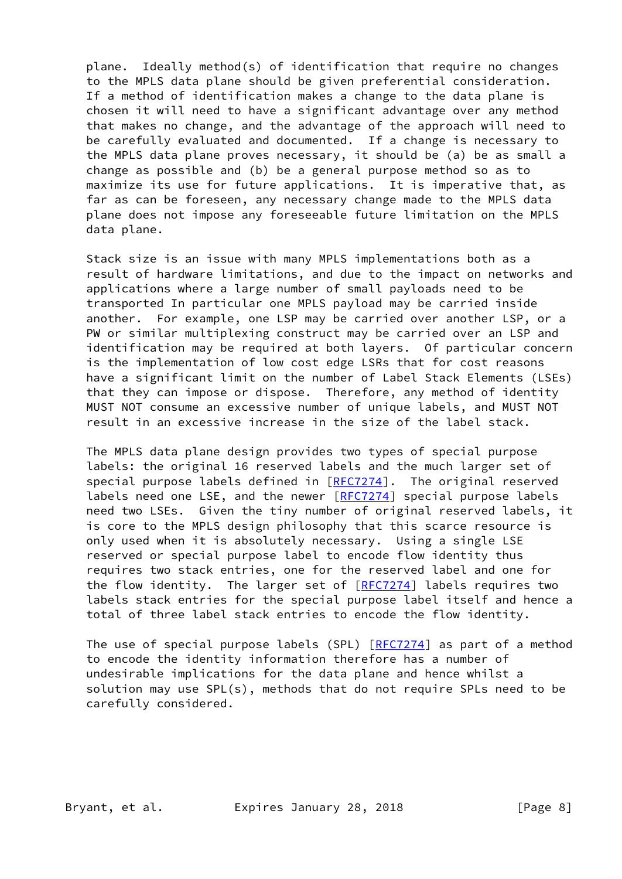plane. Ideally method(s) of identification that require no changes to the MPLS data plane should be given preferential consideration. If a method of identification makes a change to the data plane is chosen it will need to have a significant advantage over any method that makes no change, and the advantage of the approach will need to be carefully evaluated and documented. If a change is necessary to the MPLS data plane proves necessary, it should be (a) be as small a change as possible and (b) be a general purpose method so as to maximize its use for future applications. It is imperative that, as far as can be foreseen, any necessary change made to the MPLS data plane does not impose any foreseeable future limitation on the MPLS data plane.

Stack size is an issue with many MPLS implementations both as a result of hardware limitations, and due to the impact on networks and applications where a large number of small payloads need to be transported In particular one MPLS payload may be carried inside another. For example, one LSP may be carried over another LSP, or a PW or similar multiplexing construct may be carried over an LSP and identification may be required at both layers. Of particular concern is the implementation of low cost edge LSRs that for cost reasons have a significant limit on the number of Label Stack Elements (LSEs) that they can impose or dispose. Therefore, any method of identity MUST NOT consume an excessive number of unique labels, and MUST NOT result in an excessive increase in the size of the label stack.

The MPLS data plane design provides two types of special purpose labels: the original 16 reserved labels and the much larger set of special purpose labels defined in [RFC7274]. The original reserved labels need one LSE, and the newer [RFC7274] special purpose labels need two LSEs. Given the tiny number of original reserved labels, it is core to the MPLS design philosophy that this scarce resource is only used when it is absolutely necessary. Using a single LSE reserved or special purpose label to encode flow identity thus requires two stack entries, one for the reserved label and one for the flow identity. The larger set of [RFC7274] labels requires two labels stack entries for the special purpose label itself and hence a total of three label stack entries to encode the flow identity.

The use of special purpose labels (SPL) [RFC7274] as part of a method to encode the identity information therefore has a number of undesirable implications for the data plane and hence whilst a solution may use SPL(s), methods that do not require SPLs need to be carefully considered.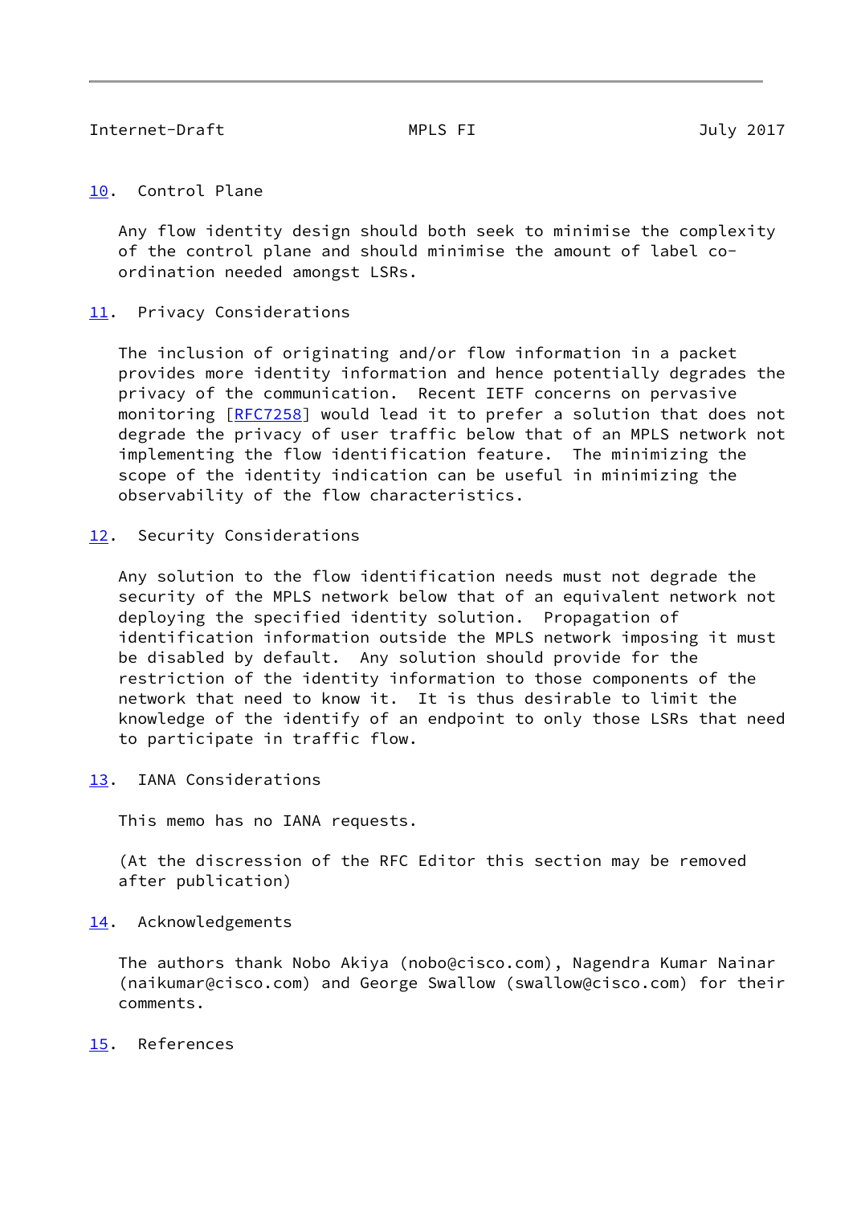## 10. Control Plane

Any flow identity design should both seek to minimise the complexity of the control plane and should minimise the amount of label co-ordination needed amongst LSRs.

## 11. Privacy Considerations

The inclusion of originating and/or flow information in a packet provides more identity information and hence potentially degrades the privacy of the communication. Recent IETF concerns on pervasive monitoring [RFC7258] would lead it to prefer a solution that does not degrade the privacy of user traffic below that of an MPLS network not implementing the flow identification feature. The minimizing the scope of the identity indication can be useful in minimizing the observability of the flow characteristics.

## 12. Security Considerations

Any solution to the flow identification needs must not degrade the security of the MPLS network below that of an equivalent network not deploying the specified identity solution. Propagation of identification information outside the MPLS network imposing it must be disabled by default. Any solution should provide for the restriction of the identity information to those components of the network that need to know it. It is thus desirable to limit the knowledge of the identify of an endpoint to only those LSRs that need to participate in traffic flow.

## 13. IANA Considerations

This memo has no IANA requests.

(At the discression of the RFC Editor this section may be removed after publication)

## 14. Acknowledgements

The authors thank Nobo Akiya (nobo@cisco.com), Nagendra Kumar Nainar (naikumar@cisco.com) and George Swallow (swallow@cisco.com) for their comments.

## 15. References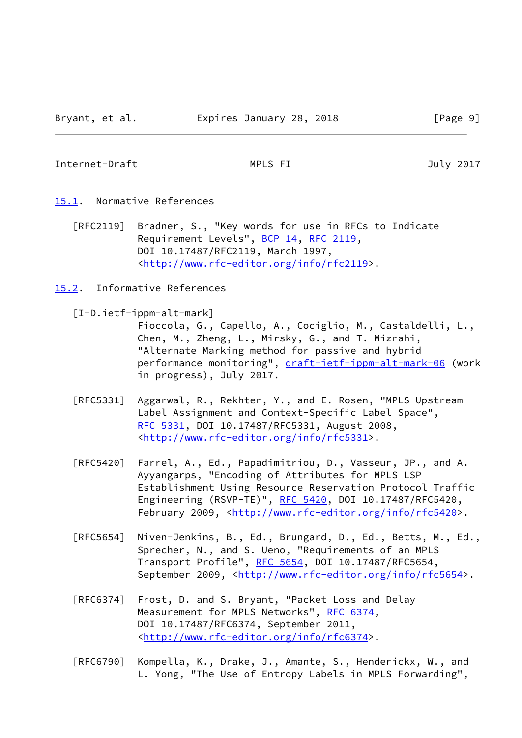### 15.1. Normative References

[RFC2119] Bradner, S., "Key words for use in RFCs to Indicate Requirement Levels", BCP 14, RFC 2119, DOI 10.17487/RFC2119, March 1997, <http://www.rfc-editor.org/info/rfc2119>.

### 15.2. Informative References

[I-D.ietf-ippm-alt-mark] Fioccola, G., Capello, A., Cociglio, M., Castaldelli, L., Chen, M., Zheng, L., Mirsky, G., and T. Mizrahi, "Alternate Marking method for passive and hybrid performance monitoring", draft-ietf-ippm-alt-mark-06 (work in progress), July 2017.

[RFC5331] Aggarwal, R., Rekhter, Y., and E. Rosen, "MPLS Upstream Label Assignment and Context-Specific Label Space", RFC 5331, DOI 10.17487/RFC5331, August 2008, <http://www.rfc-editor.org/info/rfc5331>.

[RFC5420] Farrel, A., Ed., Papadimitriou, D., Vasseur, JP., and A. Ayyangarps, "Encoding of Attributes for MPLS LSP Establishment Using Resource Reservation Protocol Traffic Engineering (RSVP-TE)", RFC 5420, DOI 10.17487/RFC5420, February 2009, <http://www.rfc-editor.org/info/rfc5420>.

[RFC5654] Niven-Jenkins, B., Ed., Brungard, D., Ed., Betts, M., Ed., Sprecher, N., and S. Ueno, "Requirements of an MPLS Transport Profile", RFC 5654, DOI 10.17487/RFC5654, September 2009, <http://www.rfc-editor.org/info/rfc5654>.

[RFC6374] Frost, D. and S. Bryant, "Packet Loss and Delay Measurement for MPLS Networks", RFC 6374, DOI 10.17487/RFC6374, September 2011, <http://www.rfc-editor.org/info/rfc6374>.

[RFC6790] Kompella, K., Drake, J., Amante, S., Henderickx, W., and L. Yong, "The Use of Entropy Labels in MPLS Forwarding",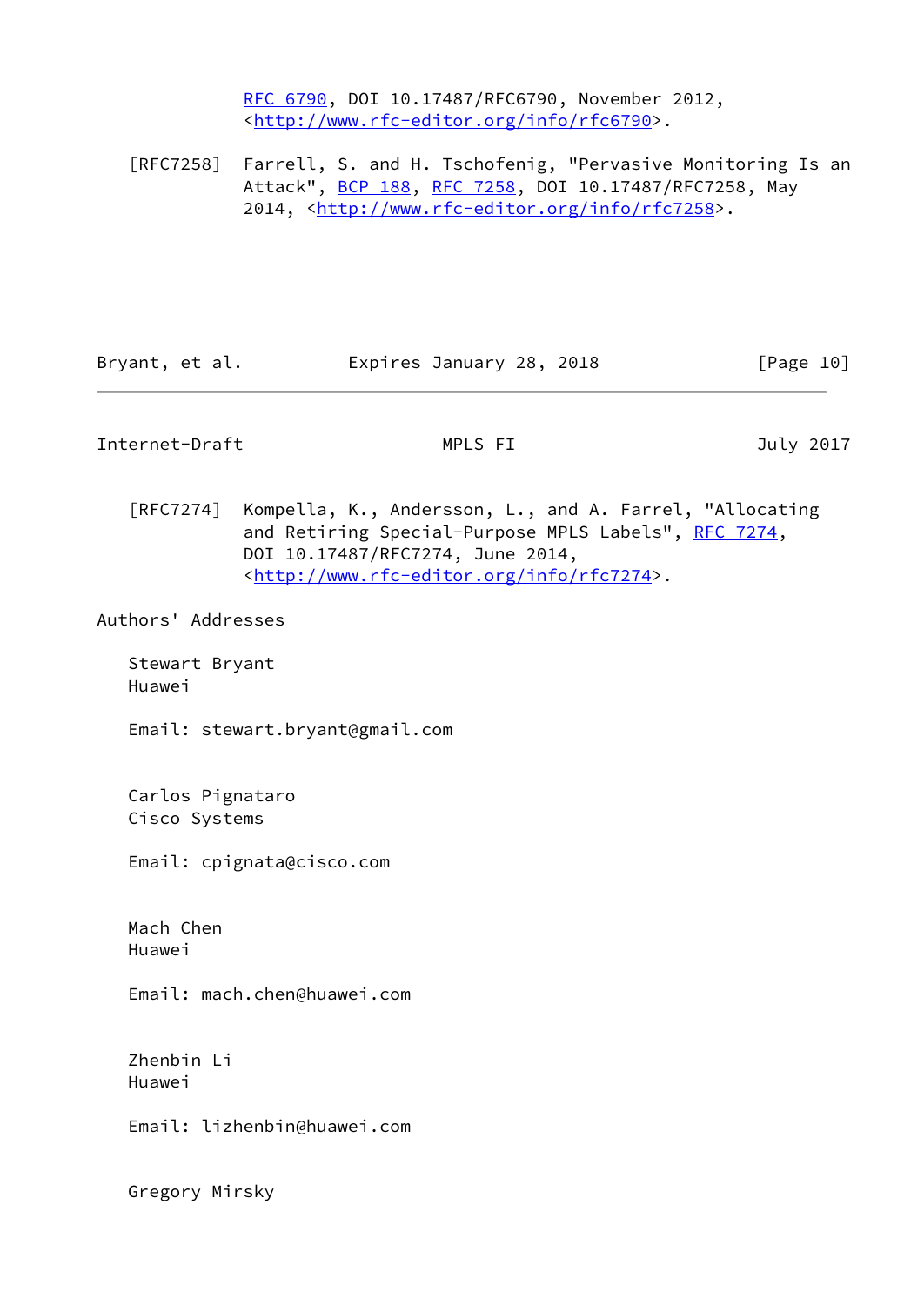RFC 6790, DOI 10.17487/RFC6790, November 2012, <http://www.rfc-editor.org/info/rfc6790>.

[RFC7258] Farrell, S. and H. Tschofenig, "Pervasive Monitoring Is an Attack", BCP 188, RFC 7258, DOI 10.17487/RFC7258, May 2014, <http://www.rfc-editor.org/info/rfc7258>.

[RFC7274] Kompella, K., Andersson, L., and A. Farrel, "Allocating and Retiring Special-Purpose MPLS Labels", RFC 7274, DOI 10.17487/RFC7274, June 2014, <http://www.rfc-editor.org/info/rfc7274>.

## Authors' Addresses

Stewart Bryant
Huawei

Email: stewart.bryant@gmail.com

Carlos Pignataro
Cisco Systems

Email: cpignata@cisco.com

Mach Chen
Huawei

Email: mach.chen@huawei.com

Zhenbin Li
Huawei

Email: lizhenbin@huawei.com

Gregory Mirsky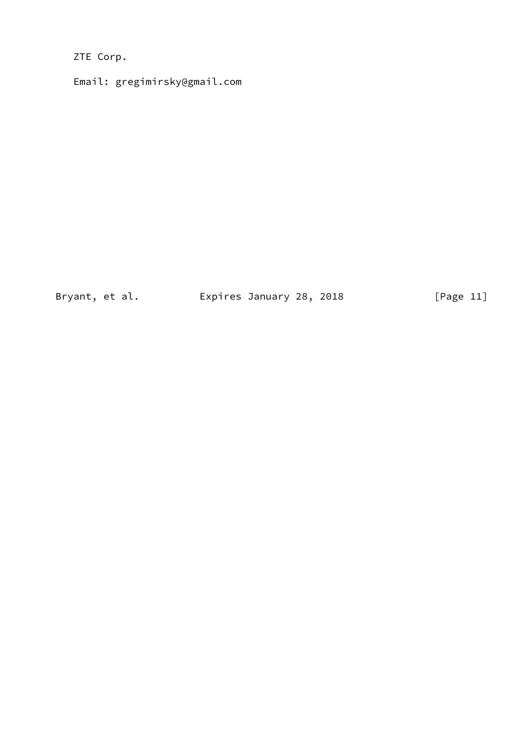ZTE Corp.

Email: gregimirsky@gmail.com